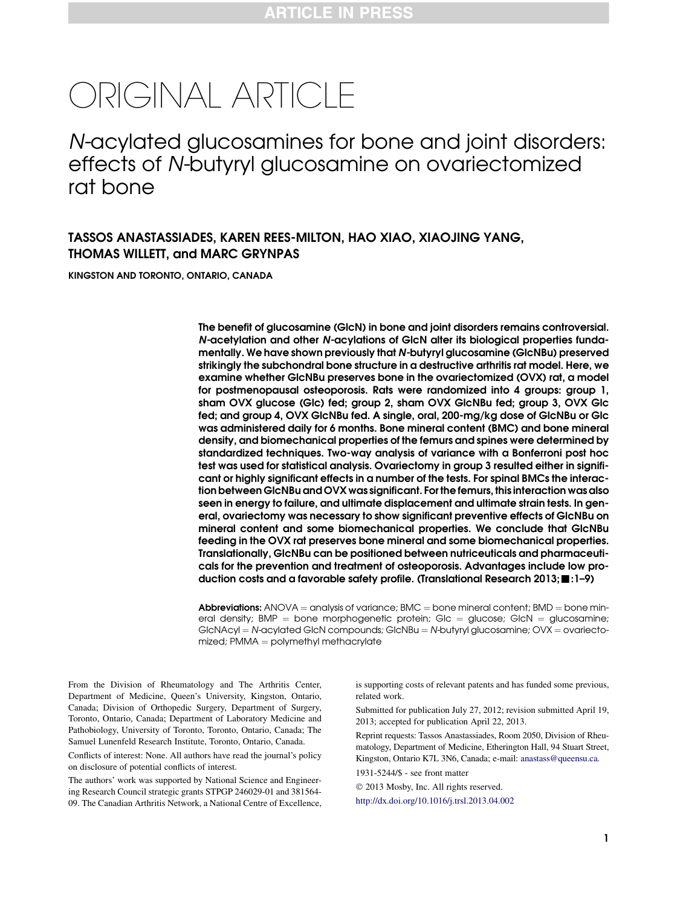# ORIGINAL ARTICLE

## *N*-acylated glucosamines for bone and joint disorders: effects of *N*-butyryl glucosamine on ovariectomized rat bone

**TASSOS ANASTASSIADES, KAREN REES-MILTON, HAO XIAO, XIAOJING YANG, THOMAS WILLETT, and MARC GRYNPAS**

**KINGSTON AND TORONTO, ONTARIO, CANADA**

**The benefit of glucosamine (GlcN) in bone and joint disorders remains controversial. *N*-acetylation and other *N*-acylations of GlcN alter its biological properties fundamentally. We have shown previously that *N*-butyryl glucosamine (GlcNBu) preserved strikingly the subchondral bone structure in a destructive arthritis rat model. Here, we examine whether GlcNBu preserves bone in the ovariectomized (OVX) rat, a model for postmenopausal osteoporosis. Rats were randomized into 4 groups: group 1, sham OVX glucose (Glc) fed; group 2, sham OVX GlcNBu fed; group 3, OVX Glc fed; and group 4, OVX GlcNBu fed. A single, oral, 200-mg/kg dose of GlcNBu or Glc was administered daily for 6 months. Bone mineral content (BMC) and bone mineral density, and biomechanical properties of the femurs and spines were determined by standardized techniques. Two-way analysis of variance with a Bonferroni post hoc test was used for statistical analysis. Ovariectomy in group 3 resulted either in significant or highly significant effects in a number of the tests. For spinal BMCs the interaction between GlcNBu and OVX was significant. For the femurs, this interaction was also seen in energy to failure, and ultimate displacement and ultimate strain tests. In general, ovariectomy was necessary to show significant preventive effects of GlcNBu on mineral content and some biomechanical properties. We conclude that GlcNBu feeding in the OVX rat preserves bone mineral and some biomechanical properties. Translationally, GlcNBu can be positioned between nutriceuticals and pharmaceuticals for the prevention and treatment of osteoporosis. Advantages include low production costs and a favorable safety profile. (Translational Research 2013;■:1–9)**

**Abbreviations:** ANOVA = analysis of variance; BMC = bone mineral content; BMD = bone mineral density; BMP = bone morphogenetic protein; Glc = glucose; GlcN = glucosamine; GlcNAcyl = *N*-acylated GlcN compounds; GlcNBu = *N*-butyryl glucosamine; OVX = ovariectomized; PMMA = polymethyl methacrylate

From the Division of Rheumatology and The Arthritis Center, Department of Medicine, Queen's University, Kingston, Ontario, Canada; Division of Orthopedic Surgery, Department of Surgery, Toronto, Ontario, Canada; Department of Laboratory Medicine and Pathobiology, University of Toronto, Toronto, Ontario, Canada; The Samuel Lunenfeld Research Institute, Toronto, Ontario, Canada.

Conflicts of interest: None. All authors have read the journal's policy on disclosure of potential conflicts of interest.

The authors' work was supported by National Science and Engineering Research Council strategic grants STPGP 246029-01 and 381564-09. The Canadian Arthritis Network, a National Centre of Excellence, is supporting costs of relevant patents and has funded some previous, related work.

Submitted for publication July 27, 2012; revision submitted April 19, 2013; accepted for publication April 22, 2013.

Reprint requests: Tassos Anastassiades, Room 2050, Division of Rheumatology, Department of Medicine, Etherington Hall, 94 Stuart Street, Kingston, Ontario K7L 3N6, Canada; e-mail: anastass@queensu.ca.

1931-5244/$ - see front matter

© 2013 Mosby, Inc. All rights reserved.

http://dx.doi.org/10.1016/j.trsl.2013.04.002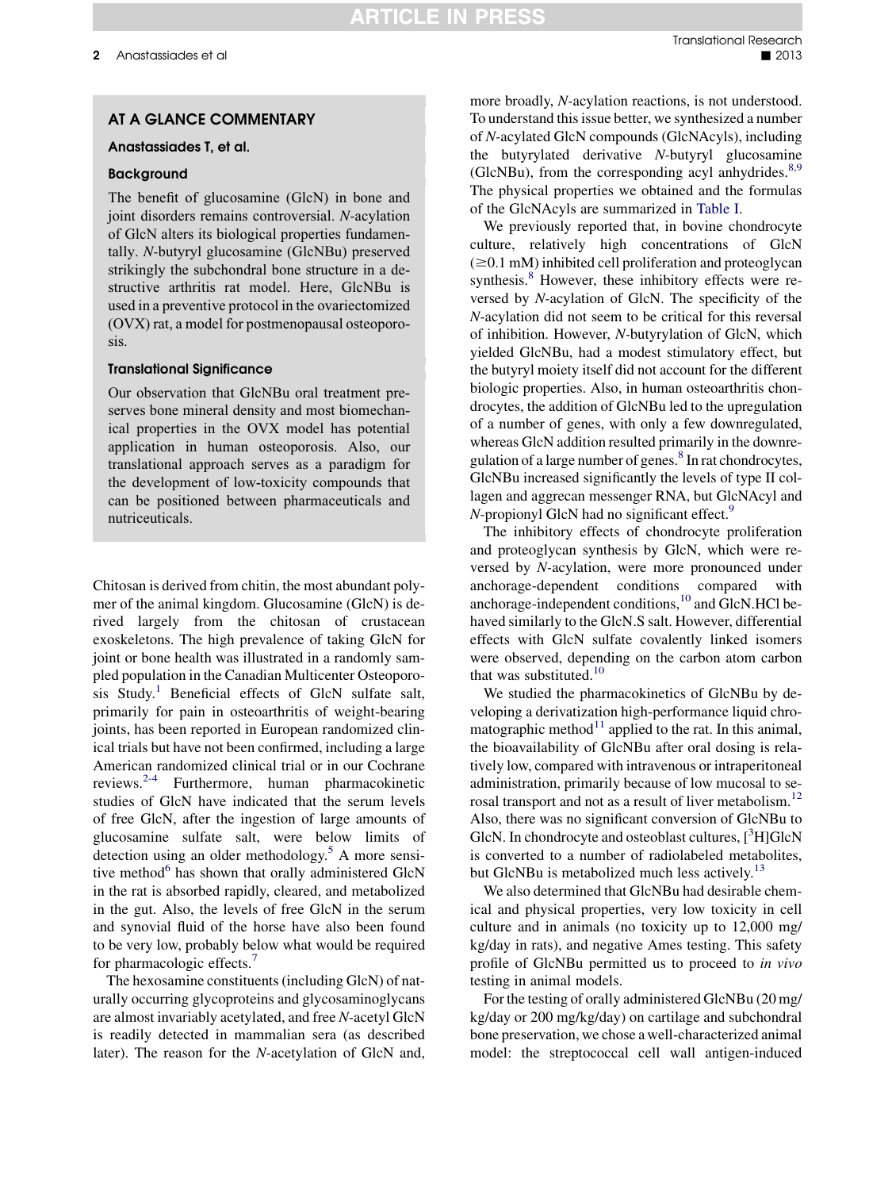## AT A GLANCE COMMENTARY

### Anastassiades T, et al.

#### Background

The benefit of glucosamine (GlcN) in bone and joint disorders remains controversial. *N*-acylation of GlcN alters its biological properties fundamentally. *N*-butyryl glucosamine (GlcNBu) preserved strikingly the subchondral bone structure in a destructive arthritis rat model. Here, GlcNBu is used in a preventive protocol in the ovariectomized (OVX) rat, a model for postmenopausal osteoporosis.

#### Translational Significance

Our observation that GlcNBu oral treatment preserves bone mineral density and most biomechanical properties in the OVX model has potential application in human osteoporosis. Also, our translational approach serves as a paradigm for the development of low-toxicity compounds that can be positioned between pharmaceuticals and nutriceuticals.

Chitosan is derived from chitin, the most abundant polymer of the animal kingdom. Glucosamine (GlcN) is derived largely from the chitosan of crustacean exoskeletons. The high prevalence of taking GlcN for joint or bone health was illustrated in a randomly sampled population in the Canadian Multicenter Osteoporosis Study.[1] Beneficial effects of GlcN sulfate salt, primarily for pain in osteoarthritis of weight-bearing joints, has been reported in European randomized clinical trials but have not been confirmed, including a large American randomized clinical trial or in our Cochrane reviews.[2-4] Furthermore, human pharmacokinetic studies of GlcN have indicated that the serum levels of free GlcN, after the ingestion of large amounts of glucosamine sulfate salt, were below limits of detection using an older methodology.[5] A more sensitive method[6] has shown that orally administered GlcN in the rat is absorbed rapidly, cleared, and metabolized in the gut. Also, the levels of free GlcN in the serum and synovial fluid of the horse have also been found to be very low, probably below what would be required for pharmacologic effects.[7]

The hexosamine constituents (including GlcN) of naturally occurring glycoproteins and glycosaminoglycans are almost invariably acetylated, and free *N*-acetyl GlcN is readily detected in mammalian sera (as described later). The reason for the *N*-acetylation of GlcN and, more broadly, *N*-acylation reactions, is not understood. To understand this issue better, we synthesized a number of *N*-acylated GlcN compounds (GlcNAcyls), including the butyrylated derivative *N*-butyryl glucosamine (GlcNBu), from the corresponding acyl anhydrides.[8,9] The physical properties we obtained and the formulas of the GlcNAcyls are summarized in Table I.

We previously reported that, in bovine chondrocyte culture, relatively high concentrations of GlcN ($\geq$0.1 mM) inhibited cell proliferation and proteoglycan synthesis.[8] However, these inhibitory effects were reversed by *N*-acylation of GlcN. The specificity of the *N*-acylation did not seem to be critical for this reversal of inhibition. However, *N*-butyrylation of GlcN, which yielded GlcNBu, had a modest stimulatory effect, but the butyryl moiety itself did not account for the different biologic properties. Also, in human osteoarthritis chondrocytes, the addition of GlcNBu led to the upregulation of a number of genes, with only a few downregulated, whereas GlcN addition resulted primarily in the downregulation of a large number of genes.[8] In rat chondrocytes, GlcNBu increased significantly the levels of type II collagen and aggrecan messenger RNA, but GlcNAcyl and *N*-propionyl GlcN had no significant effect.[9]

The inhibitory effects of chondrocyte proliferation and proteoglycan synthesis by GlcN, which were reversed by *N*-acylation, were more pronounced under anchorage-dependent conditions compared with anchorage-independent conditions,[10] and GlcN.HCl behaved similarly to the GlcN.S salt. However, differential effects with GlcN sulfate covalently linked isomers were observed, depending on the carbon atom carbon that was substituted.[10]

We studied the pharmacokinetics of GlcNBu by developing a derivatization high-performance liquid chromatographic method[11] applied to the rat. In this animal, the bioavailability of GlcNBu after oral dosing is relatively low, compared with intravenous or intraperitoneal administration, primarily because of low mucosal to serosal transport and not as a result of liver metabolism.[12] Also, there was no significant conversion of GlcNBu to GlcN. In chondrocyte and osteoblast cultures, [$^3$H]GlcN is converted to a number of radiolabeled metabolites, but GlcNBu is metabolized much less actively.[13]

We also determined that GlcNBu had desirable chemical and physical properties, very low toxicity in cell culture and in animals (no toxicity up to 12,000 mg/kg/day in rats), and negative Ames testing. This safety profile of GlcNBu permitted us to proceed to *in vivo* testing in animal models.

For the testing of orally administered GlcNBu (20 mg/kg/day or 200 mg/kg/day) on cartilage and subchondral bone preservation, we chose a well-characterized animal model: the streptococcal cell wall antigen-induced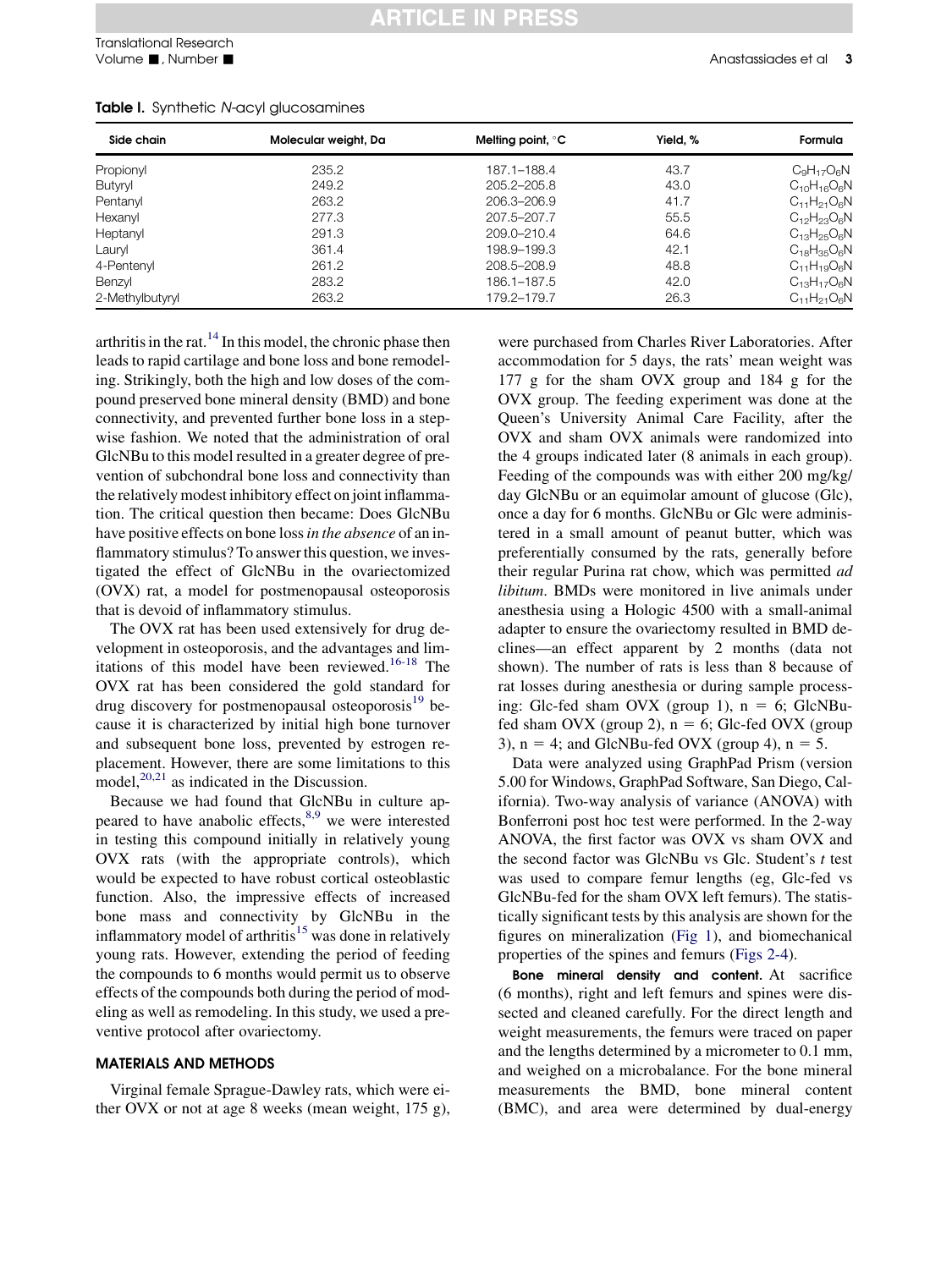**Table I.** Synthetic *N*-acyl glucosamines

| Side chain | Molecular weight, Da | Melting point, °C | Yield, % | Formula |
|---|---|---|---|---|
| Propionyl | 235.2 | 187.1–188.4 | 43.7 | $C_9H_{17}O_6N$ |
| Butyryl | 249.2 | 205.2–205.8 | 43.0 | $C_{10}H_{16}O_6N$ |
| Pentanyl | 263.2 | 206.3–206.9 | 41.7 | $C_{11}H_{21}O_6N$ |
| Hexanyl | 277.3 | 207.5–207.7 | 55.5 | $C_{12}H_{23}O_6N$ |
| Heptanyl | 291.3 | 209.0–210.4 | 64.6 | $C_{13}H_{25}O_6N$ |
| Lauryl | 361.4 | 198.9–199.3 | 42.1 | $C_{18}H_{35}O_6N$ |
| 4-Pentenyl | 261.2 | 208.5–208.9 | 48.8 | $C_{11}H_{19}O_6N$ |
| Benzyl | 283.2 | 186.1–187.5 | 42.0 | $C_{13}H_{17}O_6N$ |
| 2-Methylbutyryl | 263.2 | 179.2–179.7 | 26.3 | $C_{11}H_{21}O_6N$ |

arthritis in the rat.[14] In this model, the chronic phase then leads to rapid cartilage and bone loss and bone remodeling. Strikingly, both the high and low doses of the compound preserved bone mineral density (BMD) and bone connectivity, and prevented further bone loss in a stepwise fashion. We noted that the administration of oral GlcNBu to this model resulted in a greater degree of prevention of subchondral bone loss and connectivity than the relatively modest inhibitory effect on joint inflammation. The critical question then became: Does GlcNBu have positive effects on bone loss *in the absence* of an inflammatory stimulus? To answer this question, we investigated the effect of GlcNBu in the ovariectomized (OVX) rat, a model for postmenopausal osteoporosis that is devoid of inflammatory stimulus.

The OVX rat has been used extensively for drug development in osteoporosis, and the advantages and limitations of this model have been reviewed.[16-18] The OVX rat has been considered the gold standard for drug discovery for postmenopausal osteoporosis[19] because it is characterized by initial high bone turnover and subsequent bone loss, prevented by estrogen replacement. However, there are some limitations to this model,[20,21] as indicated in the Discussion.

Because we had found that GlcNBu in culture appeared to have anabolic effects,[8,9] we were interested in testing this compound initially in relatively young OVX rats (with the appropriate controls), which would be expected to have robust cortical osteoblastic function. Also, the impressive effects of increased bone mass and connectivity by GlcNBu in the inflammatory model of arthritis[15] was done in relatively young rats. However, extending the period of feeding the compounds to 6 months would permit us to observe effects of the compounds both during the period of modeling as well as remodeling. In this study, we used a preventive protocol after ovariectomy.

## MATERIALS AND METHODS

Virginal female Sprague-Dawley rats, which were either OVX or not at age 8 weeks (mean weight, 175 g), were purchased from Charles River Laboratories. After accommodation for 5 days, the rats' mean weight was 177 g for the sham OVX group and 184 g for the OVX group. The feeding experiment was done at the Queen's University Animal Care Facility, after the OVX and sham OVX animals were randomized into the 4 groups indicated later (8 animals in each group). Feeding of the compounds was with either 200 mg/kg/day GlcNBu or an equimolar amount of glucose (Glc), once a day for 6 months. GlcNBu or Glc were administered in a small amount of peanut butter, which was preferentially consumed by the rats, generally before their regular Purina rat chow, which was permitted *ad libitum*. BMDs were monitored in live animals under anesthesia using a Hologic 4500 with a small-animal adapter to ensure the ovariectomy resulted in BMD declines—an effect apparent by 2 months (data not shown). The number of rats is less than 8 because of rat losses during anesthesia or during sample processing: Glc-fed sham OVX (group 1), $n = 6$; GlcNBu-fed sham OVX (group 2), $n = 6$; Glc-fed OVX (group 3), $n = 4$; and GlcNBu-fed OVX (group 4), $n = 5$.

Data were analyzed using GraphPad Prism (version 5.00 for Windows, GraphPad Software, San Diego, California). Two-way analysis of variance (ANOVA) with Bonferroni post hoc test were performed. In the 2-way ANOVA, the first factor was OVX vs sham OVX and the second factor was GlcNBu vs Glc. Student's *t* test was used to compare femur lengths (eg, Glc-fed vs GlcNBu-fed for the sham OVX left femurs). The statistically significant tests by this analysis are shown for the figures on mineralization (Fig 1), and biomechanical properties of the spines and femurs (Figs 2-4).

**Bone mineral density and content.** At sacrifice (6 months), right and left femurs and spines were dissected and cleaned carefully. For the direct length and weight measurements, the femurs were traced on paper and the lengths determined by a micrometer to 0.1 mm, and weighed on a microbalance. For the bone mineral measurements the BMD, bone mineral content (BMC), and area were determined by dual-energy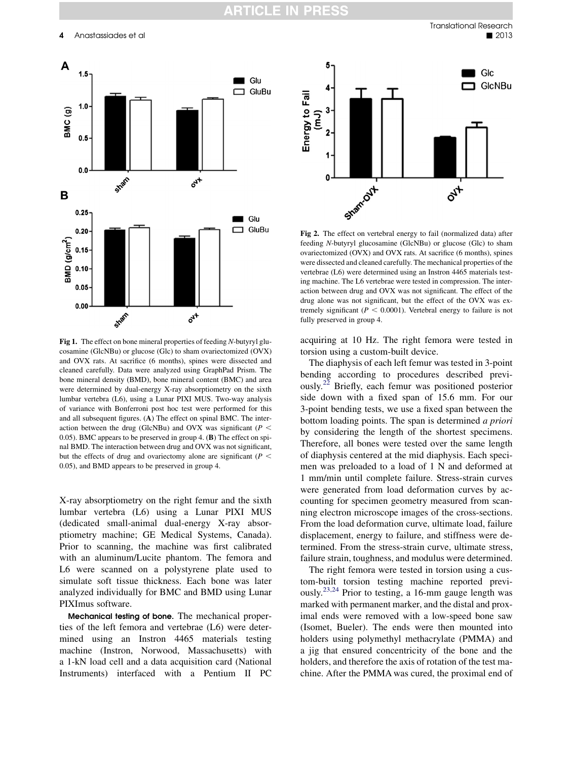**Fig 1.** The effect on bone mineral properties of feeding *N*-butyryl glucosamine (GlcNBu) or glucose (Glc) to sham ovariectomized (OVX) and OVX rats. At sacrifice (6 months), spines were dissected and cleaned carefully. Data were analyzed using GraphPad Prism. The bone mineral density (BMD), bone mineral content (BMC) and area were determined by dual-energy X-ray absorptiometry on the sixth lumbar vertebra (L6), using a Lunar PIXI MUS. Two-way analysis of variance with Bonferroni post hoc test were performed for this and all subsequent figures. (**A**) The effect on spinal BMC. The interaction between the drug (GlcNBu) and OVX was significant ($P < 0.05$). BMC appears to be preserved in group 4. (**B**) The effect on spinal BMD. The interaction between drug and OVX was not significant, but the effects of drug and ovariectomy alone are significant ($P < 0.05$), and BMD appears to be preserved in group 4.

**Fig 2.** The effect on vertebral energy to fail (normalized data) after feeding *N*-butyryl glucosamine (GlcNBu) or glucose (Glc) to sham ovariectomized (OVX) and OVX rats. At sacrifice (6 months), spines were dissected and cleaned carefully. The mechanical properties of the vertebrae (L6) were determined using an Instron 4465 materials testing machine. The L6 vertebrae were tested in compression. The interaction between drug and OVX was not significant. The effect of the drug alone was not significant, but the effect of the OVX was extremely significant ($P < 0.0001$). Vertebral energy to failure is not fully preserved in group 4.

X-ray absorptiometry on the right femur and the sixth lumbar vertebra (L6) using a Lunar PIXI MUS (dedicated small-animal dual-energy X-ray absorptiometry machine; GE Medical Systems, Canada). Prior to scanning, the machine was first calibrated with an aluminum/Lucite phantom. The femora and L6 were scanned on a polystyrene plate used to simulate soft tissue thickness. Each bone was later analyzed individually for BMC and BMD using Lunar PIXImus software.

**Mechanical testing of bone.** The mechanical properties of the left femora and vertebrae (L6) were determined using an Instron 4465 materials testing machine (Instron, Norwood, Massachusetts) with a 1-kN load cell and a data acquisition card (National Instruments) interfaced with a Pentium II PC acquiring at 10 Hz. The right femora were tested in torsion using a custom-built device.

The diaphysis of each left femur was tested in 3-point bending according to procedures described previously.[22] Briefly, each femur was positioned posterior side down with a fixed span of 15.6 mm. For our 3-point bending tests, we use a fixed span between the bottom loading points. The span is determined *a priori* by considering the length of the shortest specimens. Therefore, all bones were tested over the same length of diaphysis centered at the mid diaphysis. Each specimen was preloaded to a load of 1 N and deformed at 1 mm/min until complete failure. Stress-strain curves were generated from load deformation curves by accounting for specimen geometry measured from scanning electron microscope images of the cross-sections. From the load deformation curve, ultimate load, failure displacement, energy to failure, and stiffness were determined. From the stress-strain curve, ultimate stress, failure strain, toughness, and modulus were determined.

The right femora were tested in torsion using a custom-built torsion testing machine reported previously.[23,24] Prior to testing, a 16-mm gauge length was marked with permanent marker, and the distal and proximal ends were removed with a low-speed bone saw (Isomet, Bueler). The ends were then mounted into holders using polymethyl methacrylate (PMMA) and a jig that ensured concentricity of the bone and the holders, and therefore the axis of rotation of the test machine. After the PMMA was cured, the proximal end of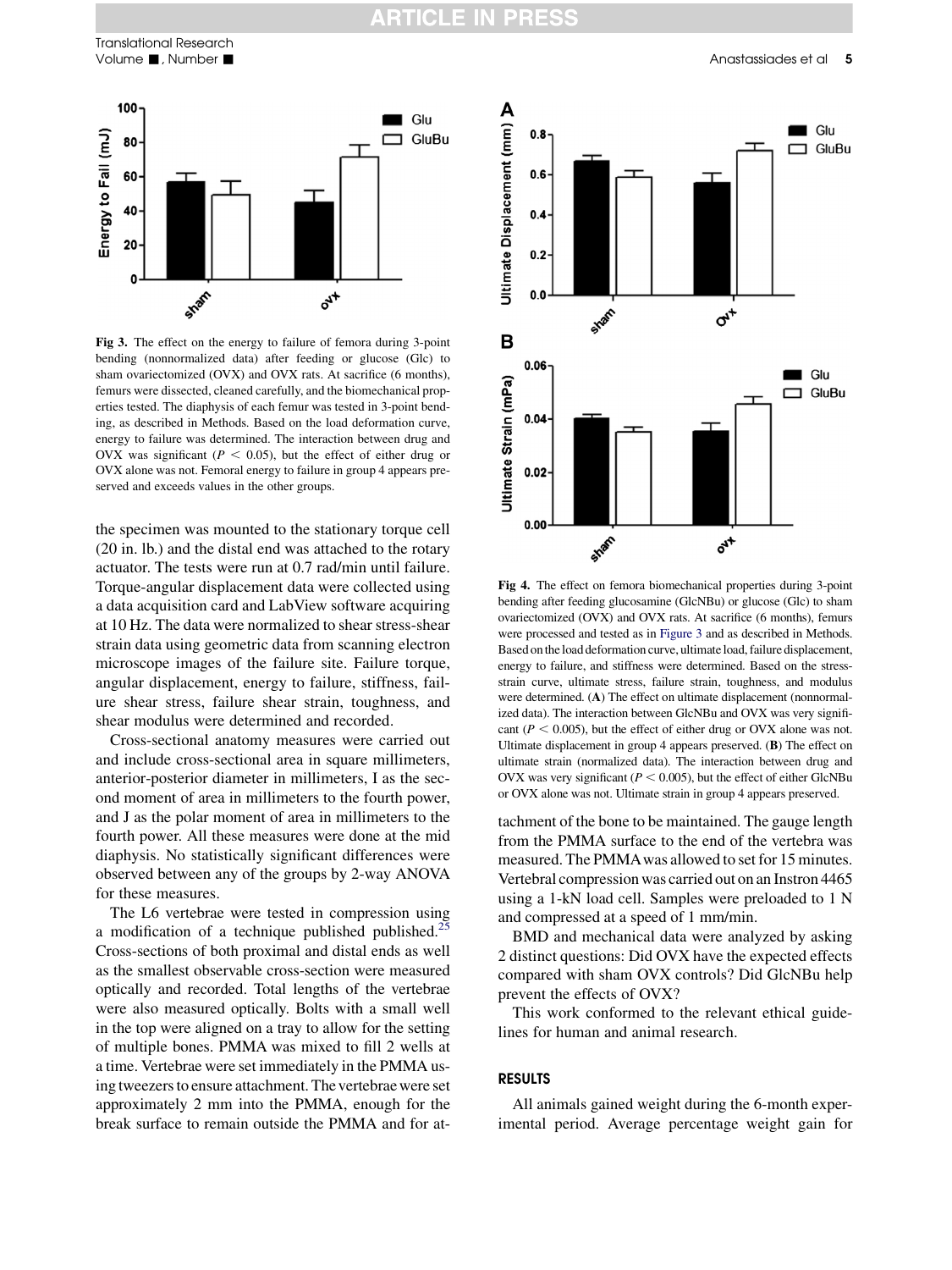**Fig 3.** The effect on the energy to failure of femora during 3-point bending (nonnormalized data) after feeding or glucose (Glc) to sham ovariectomized (OVX) and OVX rats. At sacrifice (6 months), femurs were dissected, cleaned carefully, and the biomechanical properties tested. The diaphysis of each femur was tested in 3-point bending, as described in Methods. Based on the load deformation curve, energy to failure was determined. The interaction between drug and OVX was significant ($P < 0.05$), but the effect of either drug or OVX alone was not. Femoral energy to failure in group 4 appears preserved and exceeds values in the other groups.

the specimen was mounted to the stationary torque cell (20 in. lb.) and the distal end was attached to the rotary actuator. The tests were run at 0.7 rad/min until failure. Torque-angular displacement data were collected using a data acquisition card and LabView software acquiring at 10 Hz. The data were normalized to shear stress-shear strain data using geometric data from scanning electron microscope images of the failure site. Failure torque, angular displacement, energy to failure, stiffness, failure shear stress, failure shear strain, toughness, and shear modulus were determined and recorded.

Cross-sectional anatomy measures were carried out and include cross-sectional area in square millimeters, anterior-posterior diameter in millimeters, I as the second moment of area in millimeters to the fourth power, and J as the polar moment of area in millimeters to the fourth power. All these measures were done at the mid diaphysis. No statistically significant differences were observed between any of the groups by 2-way ANOVA for these measures.

The L6 vertebrae were tested in compression using a modification of a technique published published.[25] Cross-sections of both proximal and distal ends as well as the smallest observable cross-section were measured optically and recorded. Total lengths of the vertebrae were also measured optically. Bolts with a small well in the top were aligned on a tray to allow for the setting of multiple bones. PMMA was mixed to fill 2 wells at a time. Vertebrae were set immediately in the PMMA using tweezers to ensure attachment. The vertebrae were set approximately 2 mm into the PMMA, enough for the break surface to remain outside the PMMA and for attachment of the bone to be maintained. The gauge length from the PMMA surface to the end of the vertebra was measured. The PMMA was allowed to set for 15 minutes. Vertebral compression was carried out on an Instron 4465 using a 1-kN load cell. Samples were preloaded to 1 N and compressed at a speed of 1 mm/min.

**Fig 4.** The effect on femora biomechanical properties during 3-point bending after feeding glucosamine (GlcNBu) or glucose (Glc) to sham ovariectomized (OVX) and OVX rats. At sacrifice (6 months), femurs were processed and tested as in Figure 3 and as described in Methods. Based on the load deformation curve, ultimate load, failure displacement, energy to failure, and stiffness were determined. Based on the stress-strain curve, ultimate stress, failure strain, toughness, and modulus were determined. (**A**) The effect on ultimate displacement (nonnormalized data). The interaction between GlcNBu and OVX was very significant ($P < 0.005$), but the effect of either drug or OVX alone was not. Ultimate displacement in group 4 appears preserved. (**B**) The effect on ultimate strain (normalized data). The interaction between drug and OVX was very significant ($P < 0.005$), but the effect of either GlcNBu or OVX alone was not. Ultimate strain in group 4 appears preserved.

BMD and mechanical data were analyzed by asking 2 distinct questions: Did OVX have the expected effects compared with sham OVX controls? Did GlcNBu help prevent the effects of OVX?

This work conformed to the relevant ethical guidelines for human and animal research.

## RESULTS

All animals gained weight during the 6-month experimental period. Average percentage weight gain for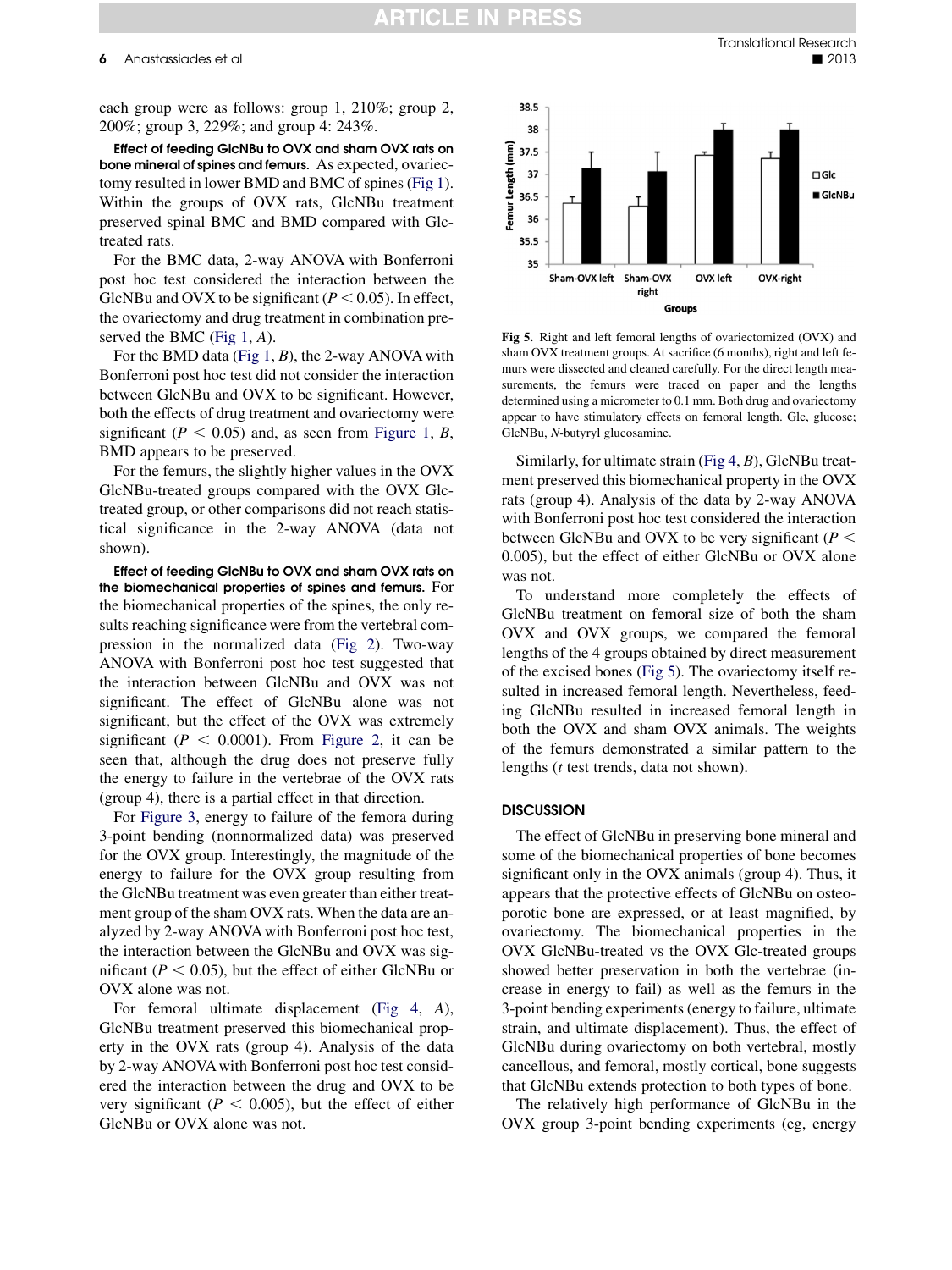each group were as follows: group 1, 210%; group 2, 200%; group 3, 229%; and group 4: 243%.

**Effect of feeding GlcNBu to OVX and sham OVX rats on bone mineral of spines and femurs.** As expected, ovariectomy resulted in lower BMD and BMC of spines (Fig 1). Within the groups of OVX rats, GlcNBu treatment preserved spinal BMC and BMD compared with Glc-treated rats.

For the BMC data, 2-way ANOVA with Bonferroni post hoc test considered the interaction between the GlcNBu and OVX to be significant ($P < 0.05$). In effect, the ovariectomy and drug treatment in combination preserved the BMC (Fig 1, *A*).

For the BMD data (Fig 1, *B*), the 2-way ANOVA with Bonferroni post hoc test did not consider the interaction between GlcNBu and OVX to be significant. However, both the effects of drug treatment and ovariectomy were significant ($P < 0.05$) and, as seen from Figure 1, *B*, BMD appears to be preserved.

For the femurs, the slightly higher values in the OVX GlcNBu-treated groups compared with the OVX Glc-treated group, or other comparisons did not reach statistical significance in the 2-way ANOVA (data not shown).

**Effect of feeding GlcNBu to OVX and sham OVX rats on the biomechanical properties of spines and femurs.** For the biomechanical properties of the spines, the only results reaching significance were from the vertebral compression in the normalized data (Fig 2). Two-way ANOVA with Bonferroni post hoc test suggested that the interaction between GlcNBu and OVX was not significant. The effect of GlcNBu alone was not significant, but the effect of the OVX was extremely significant ($P < 0.0001$). From Figure 2, it can be seen that, although the drug does not preserve fully the energy to failure in the vertebrae of the OVX rats (group 4), there is a partial effect in that direction.

For Figure 3, energy to failure of the femora during 3-point bending (nonnormalized data) was preserved for the OVX group. Interestingly, the magnitude of the energy to failure for the OVX group resulting from the GlcNBu treatment was even greater than either treatment group of the sham OVX rats. When the data are analyzed by 2-way ANOVA with Bonferroni post hoc test, the interaction between the GlcNBu and OVX was significant ($P < 0.05$), but the effect of either GlcNBu or OVX alone was not.

For femoral ultimate displacement (Fig 4, *A*), GlcNBu treatment preserved this biomechanical property in the OVX rats (group 4). Analysis of the data by 2-way ANOVA with Bonferroni post hoc test considered the interaction between the drug and OVX to be very significant ($P < 0.005$), but the effect of either GlcNBu or OVX alone was not.

**Fig 5.** Right and left femoral lengths of ovariectomized (OVX) and sham OVX treatment groups. At sacrifice (6 months), right and left femurs were dissected and cleaned carefully. For the direct length measurements, the femurs were traced on paper and the lengths determined using a micrometer to 0.1 mm. Both drug and ovariectomy appear to have stimulatory effects on femoral length. Glc, glucose; GlcNBu, *N*-butyryl glucosamine.

Similarly, for ultimate strain (Fig 4, *B*), GlcNBu treatment preserved this biomechanical property in the OVX rats (group 4). Analysis of the data by 2-way ANOVA with Bonferroni post hoc test considered the interaction between GlcNBu and OVX to be very significant ($P < 0.005$), but the effect of either GlcNBu or OVX alone was not.

To understand more completely the effects of GlcNBu treatment on femoral size of both the sham OVX and OVX groups, we compared the femoral lengths of the 4 groups obtained by direct measurement of the excised bones (Fig 5). The ovariectomy itself resulted in increased femoral length. Nevertheless, feeding GlcNBu resulted in increased femoral length in both the OVX and sham OVX animals. The weights of the femurs demonstrated a similar pattern to the lengths (*t* test trends, data not shown).

## DISCUSSION

The effect of GlcNBu in preserving bone mineral and some of the biomechanical properties of bone becomes significant only in the OVX animals (group 4). Thus, it appears that the protective effects of GlcNBu on osteoporotic bone are expressed, or at least magnified, by ovariectomy. The biomechanical properties in the OVX GlcNBu-treated vs the OVX Glc-treated groups showed better preservation in both the vertebrae (increase in energy to fail) as well as the femurs in the 3-point bending experiments (energy to failure, ultimate strain, and ultimate displacement). Thus, the effect of GlcNBu during ovariectomy on both vertebral, mostly cancellous, and femoral, mostly cortical, bone suggests that GlcNBu extends protection to both types of bone.

The relatively high performance of GlcNBu in the OVX group 3-point bending experiments (eg, energy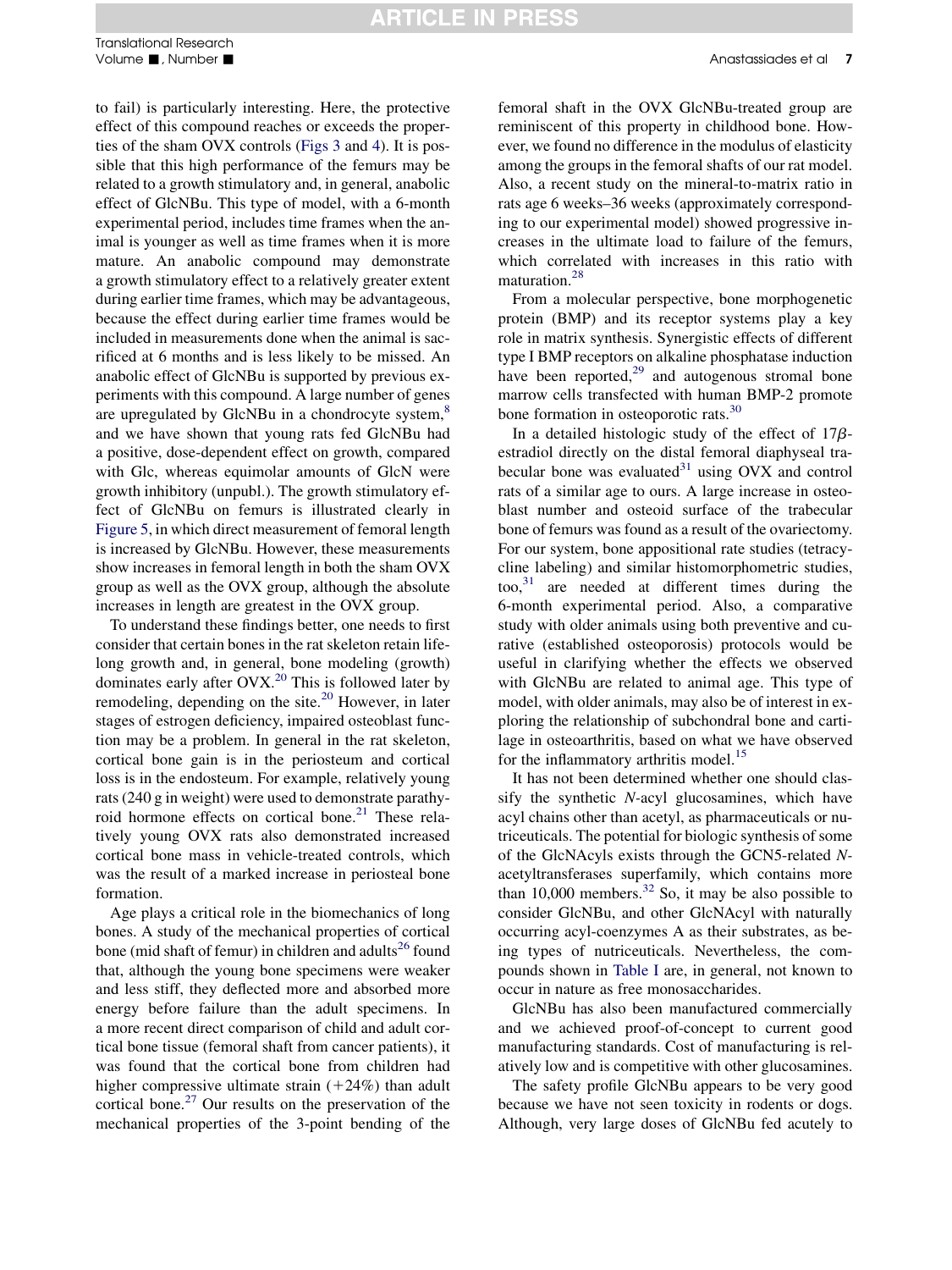to fail) is particularly interesting. Here, the protective effect of this compound reaches or exceeds the properties of the sham OVX controls (Figs 3 and 4). It is possible that this high performance of the femurs may be related to a growth stimulatory and, in general, anabolic effect of GlcNBu. This type of model, with a 6-month experimental period, includes time frames when the animal is younger as well as time frames when it is more mature. An anabolic compound may demonstrate a growth stimulatory effect to a relatively greater extent during earlier time frames, which may be advantageous, because the effect during earlier time frames would be included in measurements done when the animal is sacrificed at 6 months and is less likely to be missed. An anabolic effect of GlcNBu is supported by previous experiments with this compound. A large number of genes are upregulated by GlcNBu in a chondrocyte system,[8] and we have shown that young rats fed GlcNBu had a positive, dose-dependent effect on growth, compared with Glc, whereas equimolar amounts of GlcN were growth inhibitory (unpubl.). The growth stimulatory effect of GlcNBu on femurs is illustrated clearly in Figure 5, in which direct measurement of femoral length is increased by GlcNBu. However, these measurements show increases in femoral length in both the sham OVX group as well as the OVX group, although the absolute increases in length are greatest in the OVX group.

To understand these findings better, one needs to first consider that certain bones in the rat skeleton retain lifelong growth and, in general, bone modeling (growth) dominates early after OVX.[20] This is followed later by remodeling, depending on the site.[20] However, in later stages of estrogen deficiency, impaired osteoblast function may be a problem. In general in the rat skeleton, cortical bone gain is in the periosteum and cortical loss is in the endosteum. For example, relatively young rats (240 g in weight) were used to demonstrate parathyroid hormone effects on cortical bone.[21] These relatively young OVX rats also demonstrated increased cortical bone mass in vehicle-treated controls, which was the result of a marked increase in periosteal bone formation.

Age plays a critical role in the biomechanics of long bones. A study of the mechanical properties of cortical bone (mid shaft of femur) in children and adults[26] found that, although the young bone specimens were weaker and less stiff, they deflected more and absorbed more energy before failure than the adult specimens. In a more recent direct comparison of child and adult cortical bone tissue (femoral shaft from cancer patients), it was found that the cortical bone from children had higher compressive ultimate strain (+24%) than adult cortical bone.[27] Our results on the preservation of the mechanical properties of the 3-point bending of the femoral shaft in the OVX GlcNBu-treated group are reminiscent of this property in childhood bone. However, we found no difference in the modulus of elasticity among the groups in the femoral shafts of our rat model. Also, a recent study on the mineral-to-matrix ratio in rats age 6 weeks–36 weeks (approximately corresponding to our experimental model) showed progressive increases in the ultimate load to failure of the femurs, which correlated with increases in this ratio with maturation.[28]

From a molecular perspective, bone morphogenetic protein (BMP) and its receptor systems play a key role in matrix synthesis. Synergistic effects of different type I BMP receptors on alkaline phosphatase induction have been reported,[29] and autogenous stromal bone marrow cells transfected with human BMP-2 promote bone formation in osteoporotic rats.[30]

In a detailed histologic study of the effect of 17$\beta$-estradiol directly on the distal femoral diaphyseal trabecular bone was evaluated[31] using OVX and control rats of a similar age to ours. A large increase in osteoblast number and osteoid surface of the trabecular bone of femurs was found as a result of the ovariectomy. For our system, bone appositional rate studies (tetracycline labeling) and similar histomorphometric studies, too,[31] are needed at different times during the 6-month experimental period. Also, a comparative study with older animals using both preventive and curative (established osteoporosis) protocols would be useful in clarifying whether the effects we observed with GlcNBu are related to animal age. This type of model, with older animals, may also be of interest in exploring the relationship of subchondral bone and cartilage in osteoarthritis, based on what we have observed for the inflammatory arthritis model.[15]

It has not been determined whether one should classify the synthetic *N*-acyl glucosamines, which have acyl chains other than acetyl, as pharmaceuticals or nutriceuticals. The potential for biologic synthesis of some of the GlcNAcyls exists through the GCN5-related *N*-acetyltransferases superfamily, which contains more than 10,000 members.[32] So, it may be also possible to consider GlcNBu, and other GlcNAcyl with naturally occurring acyl-coenzymes A as their substrates, as being types of nutriceuticals. Nevertheless, the compounds shown in Table I are, in general, not known to occur in nature as free monosaccharides.

GlcNBu has also been manufactured commercially and we achieved proof-of-concept to current good manufacturing standards. Cost of manufacturing is relatively low and is competitive with other glucosamines.

The safety profile GlcNBu appears to be very good because we have not seen toxicity in rodents or dogs. Although, very large doses of GlcNBu fed acutely to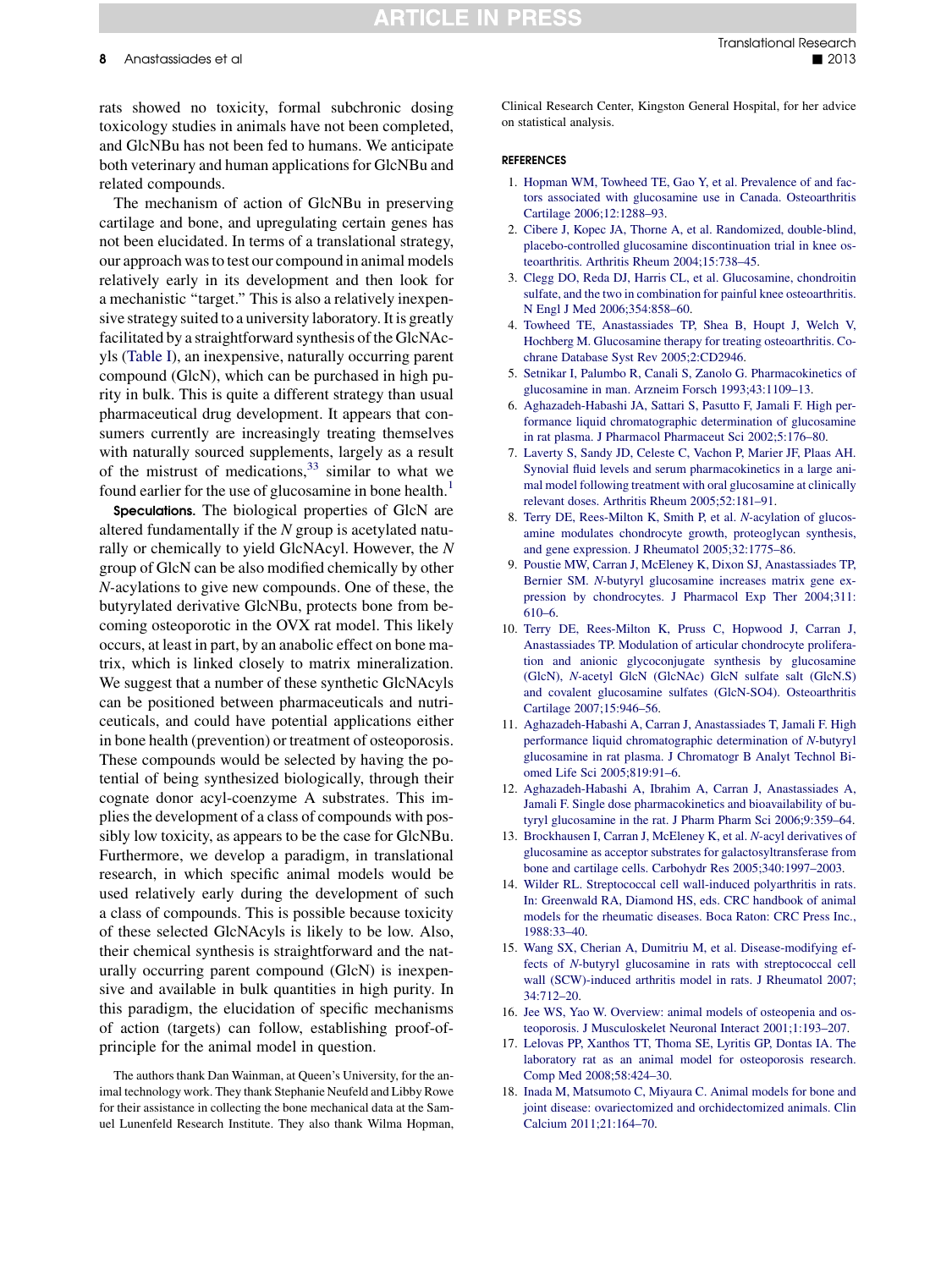rats showed no toxicity, formal subchronic dosing toxicology studies in animals have not been completed, and GlcNBu has not been fed to humans. We anticipate both veterinary and human applications for GlcNBu and related compounds.

The mechanism of action of GlcNBu in preserving cartilage and bone, and upregulating certain genes has not been elucidated. In terms of a translational strategy, our approach was to test our compound in animal models relatively early in its development and then look for a mechanistic "target." This is also a relatively inexpensive strategy suited to a university laboratory. It is greatly facilitated by a straightforward synthesis of the GlcNAcyls (Table I), an inexpensive, naturally occurring parent compound (GlcN), which can be purchased in high purity in bulk. This is quite a different strategy than usual pharmaceutical drug development. It appears that consumers currently are increasingly treating themselves with naturally sourced supplements, largely as a result of the mistrust of medications,[33] similar to what we found earlier for the use of glucosamine in bone health.[1]

**Speculations.** The biological properties of GlcN are altered fundamentally if the *N* group is acetylated naturally or chemically to yield GlcNAcyl. However, the *N* group of GlcN can be also modified chemically by other *N*-acylations to give new compounds. One of these, the butyrylated derivative GlcNBu, protects bone from becoming osteoporotic in the OVX rat model. This likely occurs, at least in part, by an anabolic effect on bone matrix, which is linked closely to matrix mineralization. We suggest that a number of these synthetic GlcNAcyls can be positioned between pharmaceuticals and nutriceuticals, and could have potential applications either in bone health (prevention) or treatment of osteoporosis. These compounds would be selected by having the potential of being synthesized biologically, through their cognate donor acyl-coenzyme A substrates. This implies the development of a class of compounds with possibly low toxicity, as appears to be the case for GlcNBu. Furthermore, we develop a paradigm, in translational research, in which specific animal models would be used relatively early during the development of such a class of compounds. This is possible because toxicity of these selected GlcNAcyls is likely to be low. Also, their chemical synthesis is straightforward and the naturally occurring parent compound (GlcN) is inexpensive and available in bulk quantities in high purity. In this paradigm, the elucidation of specific mechanisms of action (targets) can follow, establishing proof-of-principle for the animal model in question.

The authors thank Dan Wainman, at Queen's University, for the animal technology work. They thank Stephanie Neufeld and Libby Rowe for their assistance in collecting the bone mechanical data at the Samuel Lunenfeld Research Institute. They also thank Wilma Hopman, Clinical Research Center, Kingston General Hospital, for her advice on statistical analysis.

## REFERENCES

1. Hopman WM, Towheed TE, Gao Y, et al. Prevalence of and factors associated with glucosamine use in Canada. Osteoarthritis Cartilage 2006;12:1288–93.
2. Cibere J, Kopec JA, Thorne A, et al. Randomized, double-blind, placebo-controlled glucosamine discontinuation trial in knee osteoarthritis. Arthritis Rheum 2004;15:738–45.
3. Clegg DO, Reda DJ, Harris CL, et al. Glucosamine, chondroitin sulfate, and the two in combination for painful knee osteoarthritis. N Engl J Med 2006;354:858–60.
4. Towheed TE, Anastassiades TP, Shea B, Houpt J, Welch V, Hochberg M. Glucosamine therapy for treating osteoarthritis. Cochrane Database Syst Rev 2005;2:CD2946.
5. Setnikar I, Palumbo R, Canali S, Zanolo G. Pharmacokinetics of glucosamine in man. Arzneim Forsch 1993;43:1109–13.
6. Aghazadeh-Habashi JA, Sattari S, Pasutto F, Jamali F. High performance liquid chromatographic determination of glucosamine in rat plasma. J Pharmacol Pharmaceut Sci 2002;5:176–80.
7. Laverty S, Sandy JD, Celeste C, Vachon P, Marier JF, Plaas AH. Synovial fluid levels and serum pharmacokinetics in a large animal model following treatment with oral glucosamine at clinically relevant doses. Arthritis Rheum 2005;52:181–91.
8. Terry DE, Rees-Milton K, Smith P, et al. *N*-acylation of glucosamine modulates chondrocyte growth, proteoglycan synthesis, and gene expression. J Rheumatol 2005;32:1775–86.
9. Poustie MW, Carran J, McEleney K, Dixon SJ, Anastassiades TP, Bernier SM. *N*-butyryl glucosamine increases matrix gene expression by chondrocytes. J Pharmacol Exp Ther 2004;311:610–6.
10. Terry DE, Rees-Milton K, Pruss C, Hopwood J, Carran J, Anastassiades TP. Modulation of articular chondrocyte proliferation and anionic glycoconjugate synthesis by glucosamine (GlcN), *N*-acetyl GlcN (GlcNAc) GlcN sulfate salt (GlcN.S) and covalent glucosamine sulfates (GlcN-SO4). Osteoarthritis Cartilage 2007;15:946–56.
11. Aghazadeh-Habashi A, Carran J, Anastassiades T, Jamali F. High performance liquid chromatographic determination of *N*-butyryl glucosamine in rat plasma. J Chromatogr B Analyt Technol Biomed Life Sci 2005;819:91–6.
12. Aghazadeh-Habashi A, Ibrahim A, Carran J, Anastassiades A, Jamali F. Single dose pharmacokinetics and bioavailability of butyryl glucosamine in the rat. J Pharm Pharm Sci 2006;9:359–64.
13. Brockhausen I, Carran J, McEleney K, et al. *N*-acyl derivatives of glucosamine as acceptor substrates for galactosyltransferase from bone and cartilage cells. Carbohydr Res 2005;340:1997–2003.
14. Wilder RL. Streptococcal cell wall-induced polyarthritis in rats. In: Greenwald RA, Diamond HS, eds. CRC handbook of animal models for the rheumatic diseases. Boca Raton: CRC Press Inc., 1988:33–40.
15. Wang SX, Cherian A, Dumitriu M, et al. Disease-modifying effects of *N*-butyryl glucosamine in rats with streptococcal cell wall (SCW)-induced arthritis model in rats. J Rheumatol 2007;34:712–20.
16. Jee WS, Yao W. Overview: animal models of osteopenia and osteoporosis. J Musculoskelet Neuronal Interact 2001;1:193–207.
17. Lelovas PP, Xanthos TT, Thoma SE, Lyritis GP, Dontas IA. The laboratory rat as an animal model for osteoporosis research. Comp Med 2008;58:424–30.
18. Inada M, Matsumoto C, Miyaura C. Animal models for bone and joint disease: ovariectomized and orchidectomized animals. Clin Calcium 2011;21:164–70.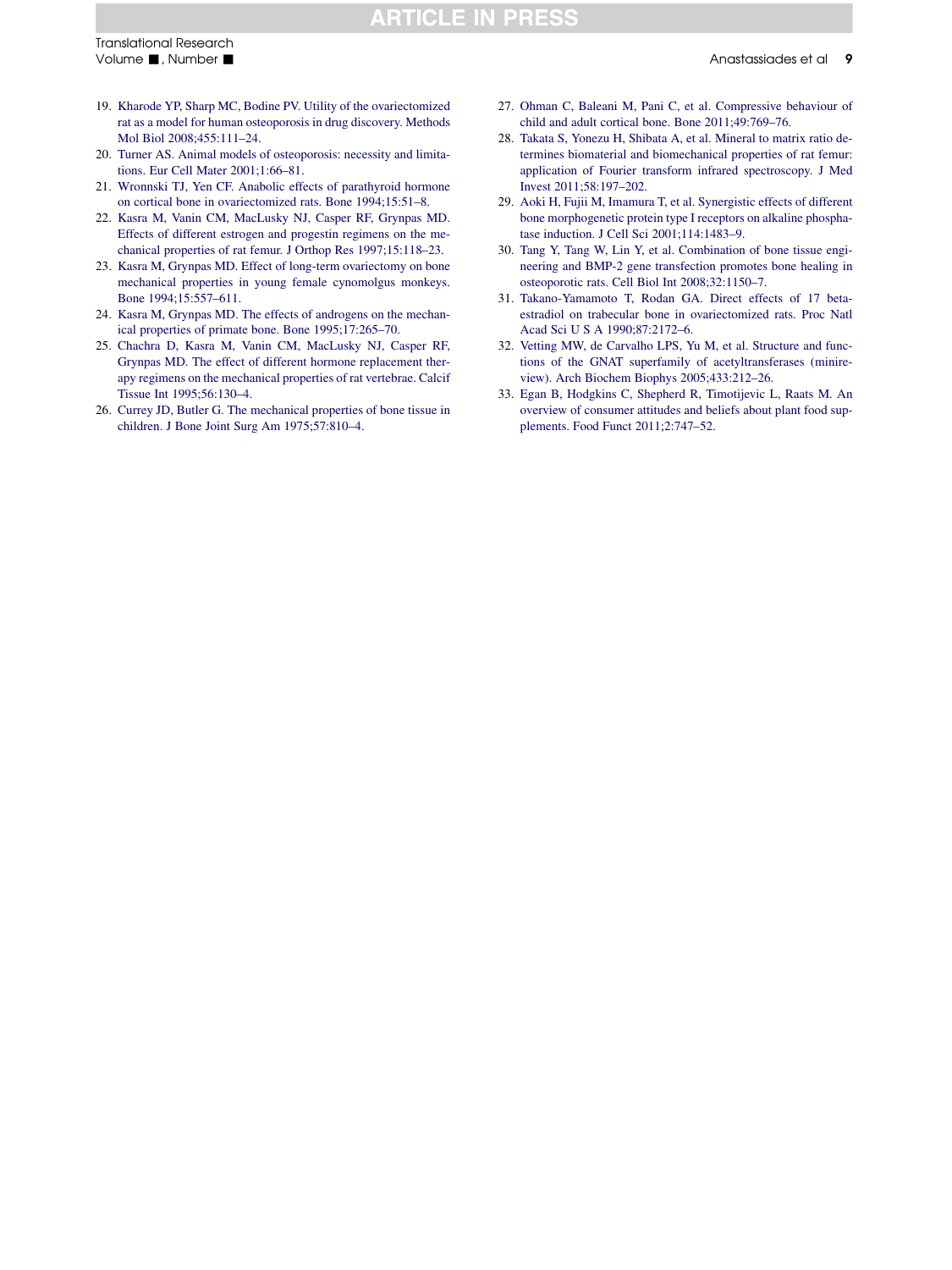19. Kharode YP, Sharp MC, Bodine PV. Utility of the ovariectomized rat as a model for human osteoporosis in drug discovery. Methods Mol Biol 2008;455:111–24.
20. Turner AS. Animal models of osteoporosis: necessity and limitations. Eur Cell Mater 2001;1:66–81.
21. Wronnski TJ, Yen CF. Anabolic effects of parathyroid hormone on cortical bone in ovariectomized rats. Bone 1994;15:51–8.
22. Kasra M, Vanin CM, MacLusky NJ, Casper RF, Grynpas MD. Effects of different estrogen and progestin regimens on the mechanical properties of rat femur. J Orthop Res 1997;15:118–23.
23. Kasra M, Grynpas MD. Effect of long-term ovariectomy on bone mechanical properties in young female cynomolgus monkeys. Bone 1994;15:557–611.
24. Kasra M, Grynpas MD. The effects of androgens on the mechanical properties of primate bone. Bone 1995;17:265–70.
25. Chachra D, Kasra M, Vanin CM, MacLusky NJ, Casper RF, Grynpas MD. The effect of different hormone replacement therapy regimens on the mechanical properties of rat vertebrae. Calcif Tissue Int 1995;56:130–4.
26. Currey JD, Butler G. The mechanical properties of bone tissue in children. J Bone Joint Surg Am 1975;57:810–4.
27. Ohman C, Baleani M, Pani C, et al. Compressive behaviour of child and adult cortical bone. Bone 2011;49:769–76.
28. Takata S, Yonezu H, Shibata A, et al. Mineral to matrix ratio determines biomaterial and biomechanical properties of rat femur: application of Fourier transform infrared spectroscopy. J Med Invest 2011;58:197–202.
29. Aoki H, Fujii M, Imamura T, et al. Synergistic effects of different bone morphogenetic protein type I receptors on alkaline phosphatase induction. J Cell Sci 2001;114:1483–9.
30. Tang Y, Tang W, Lin Y, et al. Combination of bone tissue engineering and BMP-2 gene transfection promotes bone healing in osteoporotic rats. Cell Biol Int 2008;32:1150–7.
31. Takano-Yamamoto T, Rodan GA. Direct effects of 17 beta-estradiol on trabecular bone in ovariectomized rats. Proc Natl Acad Sci U S A 1990;87:2172–6.
32. Vetting MW, de Carvalho LPS, Yu M, et al. Structure and functions of the GNAT superfamily of acetyltransferases (minireview). Arch Biochem Biophys 2005;433:212–26.
33. Egan B, Hodgkins C, Shepherd R, Timotijevic L, Raats M. An overview of consumer attitudes and beliefs about plant food supplements. Food Funct 2011;2:747–52.